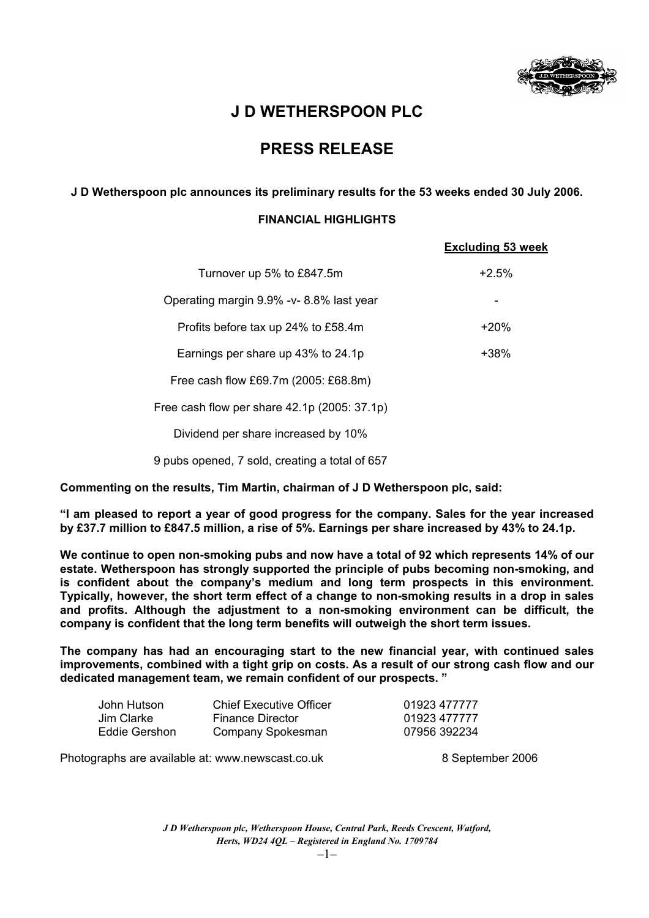# J D WETHERSPOON PLC

# PRESS RELEASE

**J D Wetherspoon plc announces its preliminary results for the 53 weeks ended 30 July 2006.**

**FINANCIAL HIGHLIGHTS**

| | Excluding 53 week |
|---|---|
| Turnover up 5% to £847.5m | +2.5% |
| Operating margin 9.9% -v- 8.8% last year | - |
| Profits before tax up 24% to £58.4m | +20% |
| Earnings per share up 43% to 24.1p | +38% |
| Free cash flow £69.7m (2005: £68.8m) | |
| Free cash flow per share 42.1p (2005: 37.1p) | |
| Dividend per share increased by 10% | |
| 9 pubs opened, 7 sold, creating a total of 657 | |

**Commenting on the results, Tim Martin, chairman of J D Wetherspoon plc, said:**

**"I am pleased to report a year of good progress for the company. Sales for the year increased by £37.7 million to £847.5 million, a rise of 5%. Earnings per share increased by 43% to 24.1p.**

**We continue to open non-smoking pubs and now have a total of 92 which represents 14% of our estate. Wetherspoon has strongly supported the principle of pubs becoming non-smoking, and is confident about the company's medium and long term prospects in this environment. Typically, however, the short term effect of a change to non-smoking results in a drop in sales and profits. Although the adjustment to a non-smoking environment can be difficult, the company is confident that the long term benefits will outweigh the short term issues.**

**The company has had an encouraging start to the new financial year, with continued sales improvements, combined with a tight grip on costs. As a result of our strong cash flow and our dedicated management team, we remain confident of our prospects. "**

| | | |
|---|---|---|
| John Hutson | Chief Executive Officer | 01923 477777 |
| Jim Clarke | Finance Director | 01923 477777 |
| Eddie Gershon | Company Spokesman | 07956 392234 |

Photographs are available at: www.newscast.co.uk

8 September 2006

*J D Wetherspoon plc, Wetherspoon House, Central Park, Reeds Crescent, Watford, Herts, WD24 4QL – Registered in England No. 1709784*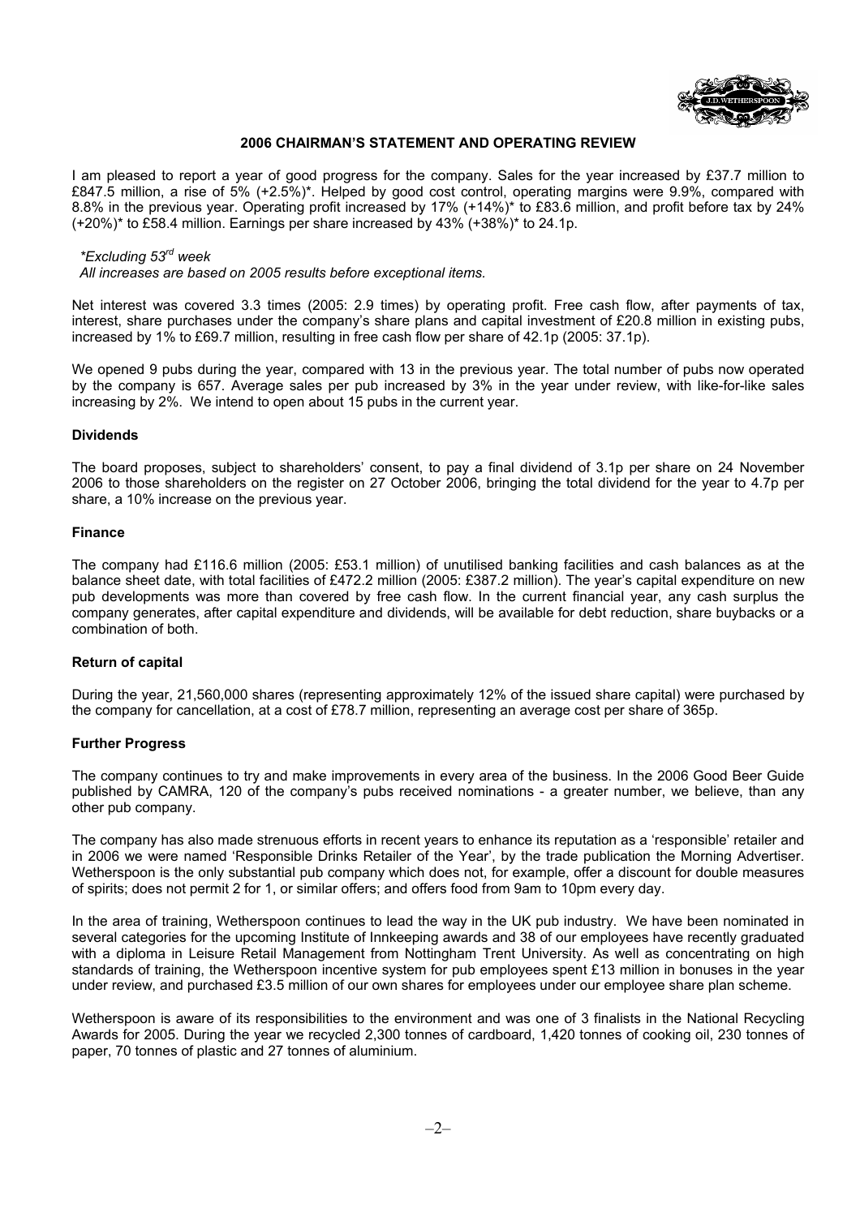## 2006 CHAIRMAN'S STATEMENT AND OPERATING REVIEW

I am pleased to report a year of good progress for the company. Sales for the year increased by £37.7 million to £847.5 million, a rise of 5% (+2.5%)*. Helped by good cost control, operating margins were 9.9%, compared with 8.8% in the previous year. Operating profit increased by 17% (+14%)* to £83.6 million, and profit before tax by 24% (+20%)* to £58.4 million. Earnings per share increased by 43% (+38%)* to 24.1p.

*\*Excluding 53rd week*
*All increases are based on 2005 results before exceptional items.*

Net interest was covered 3.3 times (2005: 2.9 times) by operating profit. Free cash flow, after payments of tax, interest, share purchases under the company's share plans and capital investment of £20.8 million in existing pubs, increased by 1% to £69.7 million, resulting in free cash flow per share of 42.1p (2005: 37.1p).

We opened 9 pubs during the year, compared with 13 in the previous year. The total number of pubs now operated by the company is 657. Average sales per pub increased by 3% in the year under review, with like-for-like sales increasing by 2%. We intend to open about 15 pubs in the current year.

### Dividends

The board proposes, subject to shareholders' consent, to pay a final dividend of 3.1p per share on 24 November 2006 to those shareholders on the register on 27 October 2006, bringing the total dividend for the year to 4.7p per share, a 10% increase on the previous year.

### Finance

The company had £116.6 million (2005: £53.1 million) of unutilised banking facilities and cash balances as at the balance sheet date, with total facilities of £472.2 million (2005: £387.2 million). The year's capital expenditure on new pub developments was more than covered by free cash flow. In the current financial year, any cash surplus the company generates, after capital expenditure and dividends, will be available for debt reduction, share buybacks or a combination of both.

### Return of capital

During the year, 21,560,000 shares (representing approximately 12% of the issued share capital) were purchased by the company for cancellation, at a cost of £78.7 million, representing an average cost per share of 365p.

### Further Progress

The company continues to try and make improvements in every area of the business. In the 2006 Good Beer Guide published by CAMRA, 120 of the company's pubs received nominations - a greater number, we believe, than any other pub company.

The company has also made strenuous efforts in recent years to enhance its reputation as a 'responsible' retailer and in 2006 we were named 'Responsible Drinks Retailer of the Year', by the trade publication the Morning Advertiser. Wetherspoon is the only substantial pub company which does not, for example, offer a discount for double measures of spirits; does not permit 2 for 1, or similar offers; and offers food from 9am to 10pm every day.

In the area of training, Wetherspoon continues to lead the way in the UK pub industry. We have been nominated in several categories for the upcoming Institute of Innkeeping awards and 38 of our employees have recently graduated with a diploma in Leisure Retail Management from Nottingham Trent University. As well as concentrating on high standards of training, the Wetherspoon incentive system for pub employees spent £13 million in bonuses in the year under review, and purchased £3.5 million of our own shares for employees under our employee share plan scheme.

Wetherspoon is aware of its responsibilities to the environment and was one of 3 finalists in the National Recycling Awards for 2005. During the year we recycled 2,300 tonnes of cardboard, 1,420 tonnes of cooking oil, 230 tonnes of paper, 70 tonnes of plastic and 27 tonnes of aluminium.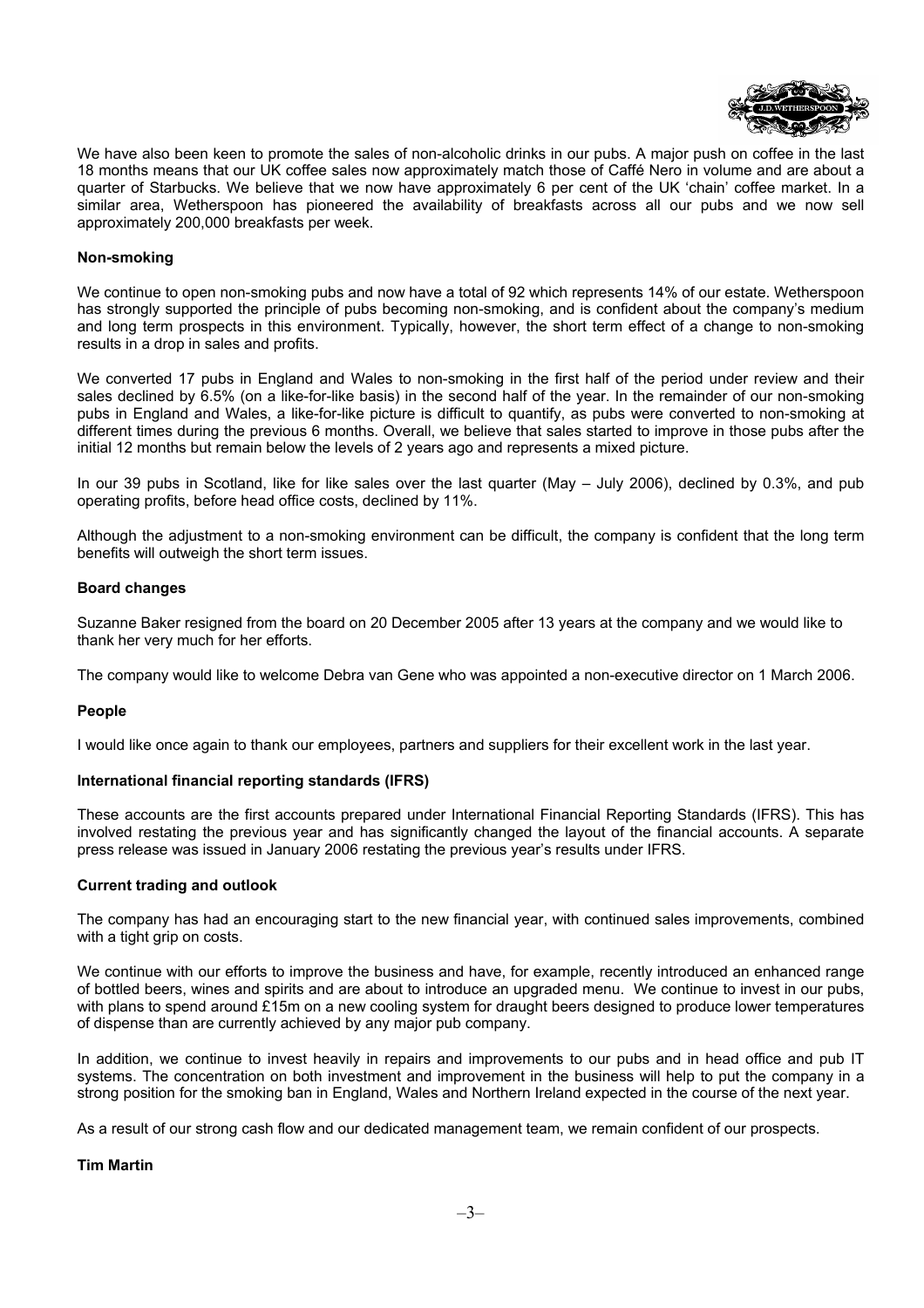We have also been keen to promote the sales of non-alcoholic drinks in our pubs. A major push on coffee in the last 18 months means that our UK coffee sales now approximately match those of Caffé Nero in volume and are about a quarter of Starbucks. We believe that we now have approximately 6 per cent of the UK 'chain' coffee market. In a similar area, Wetherspoon has pioneered the availability of breakfasts across all our pubs and we now sell approximately 200,000 breakfasts per week.

**Non-smoking**

We continue to open non-smoking pubs and now have a total of 92 which represents 14% of our estate. Wetherspoon has strongly supported the principle of pubs becoming non-smoking, and is confident about the company's medium and long term prospects in this environment. Typically, however, the short term effect of a change to non-smoking results in a drop in sales and profits.

We converted 17 pubs in England and Wales to non-smoking in the first half of the period under review and their sales declined by 6.5% (on a like-for-like basis) in the second half of the year. In the remainder of our non-smoking pubs in England and Wales, a like-for-like picture is difficult to quantify, as pubs were converted to non-smoking at different times during the previous 6 months. Overall, we believe that sales started to improve in those pubs after the initial 12 months but remain below the levels of 2 years ago and represents a mixed picture.

In our 39 pubs in Scotland, like for like sales over the last quarter (May – July 2006), declined by 0.3%, and pub operating profits, before head office costs, declined by 11%.

Although the adjustment to a non-smoking environment can be difficult, the company is confident that the long term benefits will outweigh the short term issues.

**Board changes**

Suzanne Baker resigned from the board on 20 December 2005 after 13 years at the company and we would like to thank her very much for her efforts.

The company would like to welcome Debra van Gene who was appointed a non-executive director on 1 March 2006.

**People**

I would like once again to thank our employees, partners and suppliers for their excellent work in the last year.

**International financial reporting standards (IFRS)**

These accounts are the first accounts prepared under International Financial Reporting Standards (IFRS). This has involved restating the previous year and has significantly changed the layout of the financial accounts. A separate press release was issued in January 2006 restating the previous year's results under IFRS.

**Current trading and outlook**

The company has had an encouraging start to the new financial year, with continued sales improvements, combined with a tight grip on costs.

We continue with our efforts to improve the business and have, for example, recently introduced an enhanced range of bottled beers, wines and spirits and are about to introduce an upgraded menu. We continue to invest in our pubs, with plans to spend around £15m on a new cooling system for draught beers designed to produce lower temperatures of dispense than are currently achieved by any major pub company.

In addition, we continue to invest heavily in repairs and improvements to our pubs and in head office and pub IT systems. The concentration on both investment and improvement in the business will help to put the company in a strong position for the smoking ban in England, Wales and Northern Ireland expected in the course of the next year.

As a result of our strong cash flow and our dedicated management team, we remain confident of our prospects.

**Tim Martin**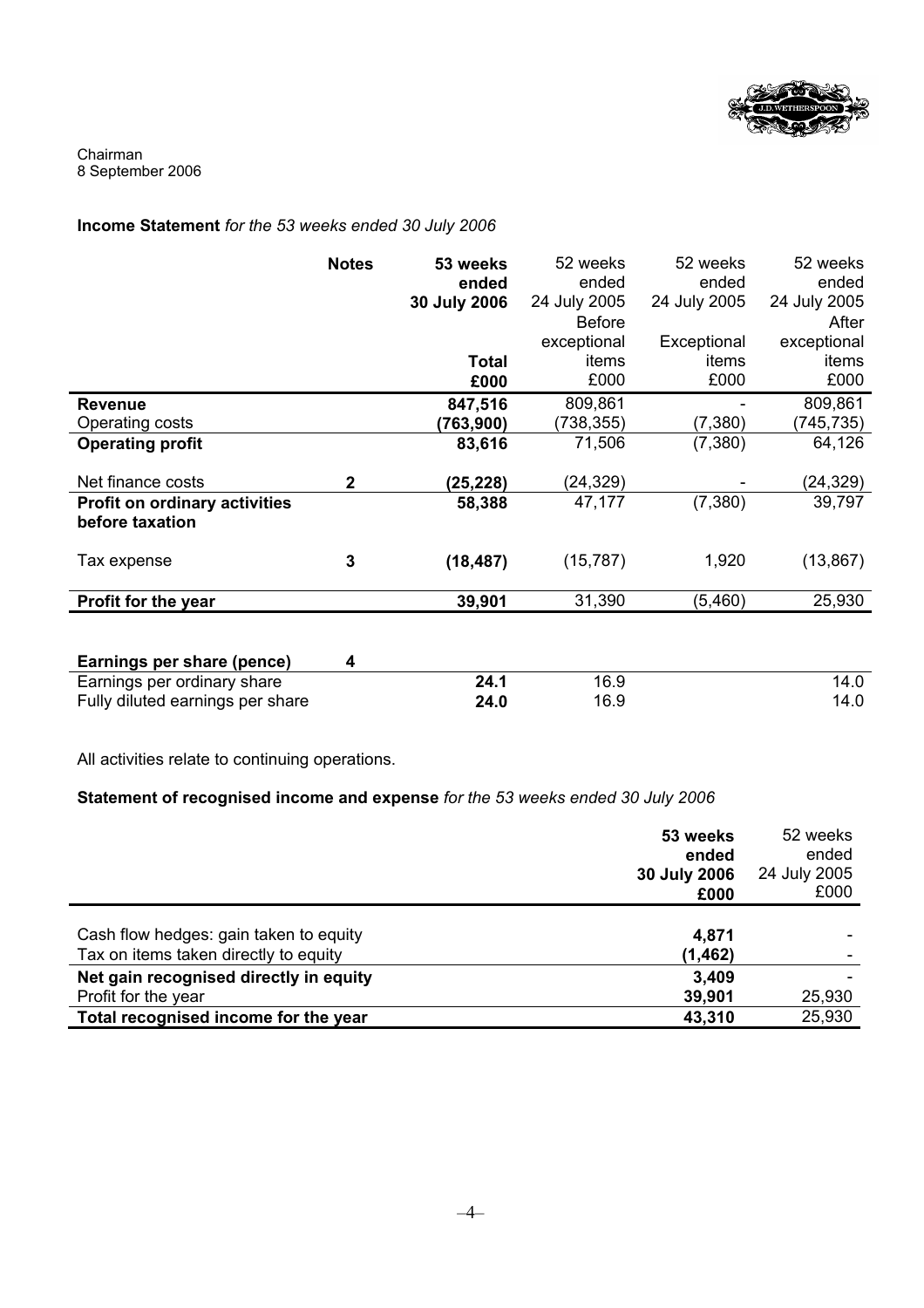Chairman
8 September 2006

**Income Statement** *for the 53 weeks ended 30 July 2006*

| | Notes | **53 weeks ended 30 July 2006 Total £000** | 52 weeks ended 24 July 2005 Before exceptional items £000 | 52 weeks ended 24 July 2005 Exceptional items £000 | 52 weeks ended 24 July 2005 After exceptional items £000 |
|---|---|---|---|---|---|
| **Revenue** | | **847,516** | 809,861 | - | 809,861 |
| Operating costs | | **(763,900)** | (738,355) | (7,380) | (745,735) |
| **Operating profit** | | **83,616** | 71,506 | (7,380) | 64,126 |
| Net finance costs | **2** | **(25,228)** | (24,329) | - | (24,329) |
| **Profit on ordinary activities before taxation** | | **58,388** | 47,177 | (7,380) | 39,797 |
| Tax expense | **3** | **(18,487)** | (15,787) | 1,920 | (13,867) |
| **Profit for the year** | | **39,901** | 31,390 | (5,460) | 25,930 |
| | | | | | |
| **Earnings per share (pence)** | **4** | | | | |
| Earnings per ordinary share | | **24.1** | 16.9 | | 14.0 |
| Fully diluted earnings per share | | **24.0** | 16.9 | | 14.0 |

All activities relate to continuing operations.

**Statement of recognised income and expense** *for the 53 weeks ended 30 July 2006*

| | **53 weeks ended 30 July 2006 £000** | 52 weeks ended 24 July 2005 £000 |
|---|---|---|
| Cash flow hedges: gain taken to equity | **4,871** | - |
| Tax on items taken directly to equity | **(1,462)** | - |
| **Net gain recognised directly in equity** | **3,409** | - |
| Profit for the year | **39,901** | 25,930 |
| **Total recognised income for the year** | **43,310** | 25,930 |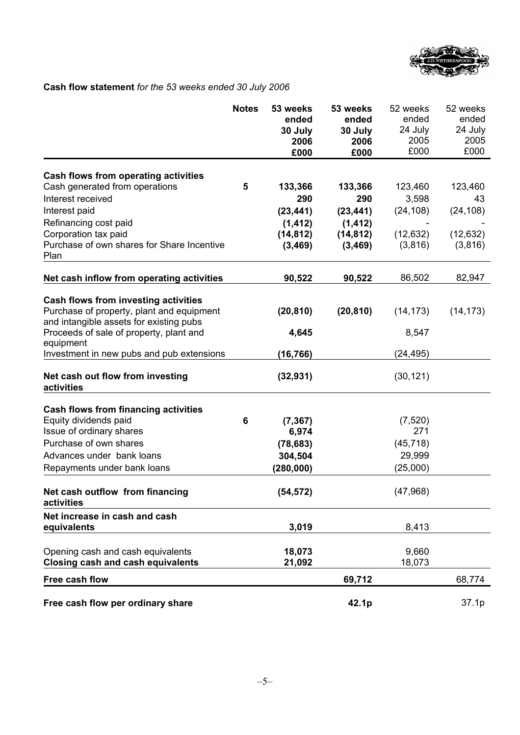**Cash flow statement** *for the 53 weeks ended 30 July 2006*

| | Notes | 53 weeks ended 30 July 2006 £000 | 53 weeks ended 30 July 2006 £000 | 52 weeks ended 24 July 2005 £000 | 52 weeks ended 24 July 2005 £000 |
|---|---|---|---|---|---|
| **Cash flows from operating activities** | | | | | |
| Cash generated from operations | 5 | **133,366** | **133,366** | 123,460 | 123,460 |
| Interest received | | **290** | **290** | 3,598 | 43 |
| Interest paid | | **(23,441)** | **(23,441)** | (24,108) | (24,108) |
| Refinancing cost paid | | **(1,412)** | **(1,412)** | - | - |
| Corporation tax paid | | **(14,812)** | **(14,812)** | (12,632) | (12,632) |
| Purchase of own shares for Share Incentive Plan | | **(3,469)** | **(3,469)** | (3,816) | (3,816) |
| **Net cash inflow from operating activities** | | **90,522** | **90,522** | 86,502 | 82,947 |
| **Cash flows from investing activities** | | | | | |
| Purchase of property, plant and equipment and intangible assets for existing pubs | | **(20,810)** | **(20,810)** | (14,173) | (14,173) |
| Proceeds of sale of property, plant and equipment | | **4,645** | | 8,547 | |
| Investment in new pubs and pub extensions | | **(16,766)** | | (24,495) | |
| **Net cash out flow from investing activities** | | **(32,931)** | | (30,121) | |
| **Cash flows from financing activities** | | | | | |
| Equity dividends paid | 6 | **(7,367)** | | (7,520) | |
| Issue of ordinary shares | | **6,974** | | 271 | |
| Purchase of own shares | | **(78,683)** | | (45,718) | |
| Advances under bank loans | | **304,504** | | 29,999 | |
| Repayments under bank loans | | **(280,000)** | | (25,000) | |
| **Net cash outflow from financing activities** | | **(54,572)** | | (47,968) | |
| **Net increase in cash and cash equivalents** | | **3,019** | | 8,413 | |
| Opening cash and cash equivalents | | **18,073** | | 9,660 | |
| **Closing cash and cash equivalents** | | **21,092** | | 18,073 | |
| **Free cash flow** | | | **69,712** | | 68,774 |
| **Free cash flow per ordinary share** | | | **42.1p** | | 37.1p |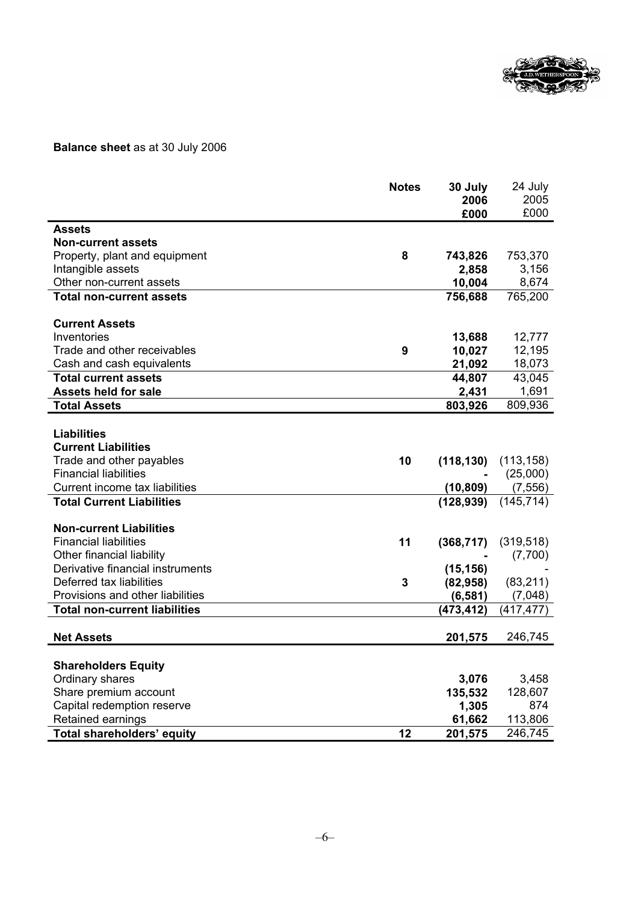**Balance sheet** as at 30 July 2006

| | Notes | 30 July 2006 £000 | 24 July 2005 £000 |
|---|---|---|---|
| **Assets** | | | |
| **Non-current assets** | | | |
| Property, plant and equipment | 8 | **743,826** | 753,370 |
| Intangible assets | | **2,858** | 3,156 |
| Other non-current assets | | **10,004** | 8,674 |
| **Total non-current assets** | | **756,688** | 765,200 |
| | | | |
| **Current Assets** | | | |
| Inventories | | **13,688** | 12,777 |
| Trade and other receivables | 9 | **10,027** | 12,195 |
| Cash and cash equivalents | | **21,092** | 18,073 |
| **Total current assets** | | **44,807** | 43,045 |
| **Assets held for sale** | | **2,431** | 1,691 |
| **Total Assets** | | **803,926** | 809,936 |
| | | | |
| **Liabilities** | | | |
| **Current Liabilities** | | | |
| Trade and other payables | 10 | **(118,130)** | (113,158) |
| Financial liabilities | | **-** | (25,000) |
| Current income tax liabilities | | **(10,809)** | (7,556) |
| **Total Current Liabilities** | | **(128,939)** | (145,714) |
| | | | |
| **Non-current Liabilities** | | | |
| Financial liabilities | 11 | **(368,717)** | (319,518) |
| Other financial liability | | **-** | (7,700) |
| Derivative financial instruments | | **(15,156)** | - |
| Deferred tax liabilities | 3 | **(82,958)** | (83,211) |
| Provisions and other liabilities | | **(6,581)** | (7,048) |
| **Total non-current liabilities** | | **(473,412)** | (417,477) |
| | | | |
| **Net Assets** | | **201,575** | 246,745 |
| | | | |
| **Shareholders Equity** | | | |
| Ordinary shares | | **3,076** | 3,458 |
| Share premium account | | **135,532** | 128,607 |
| Capital redemption reserve | | **1,305** | 874 |
| Retained earnings | | **61,662** | 113,806 |
| **Total shareholders' equity** | 12 | **201,575** | 246,745 |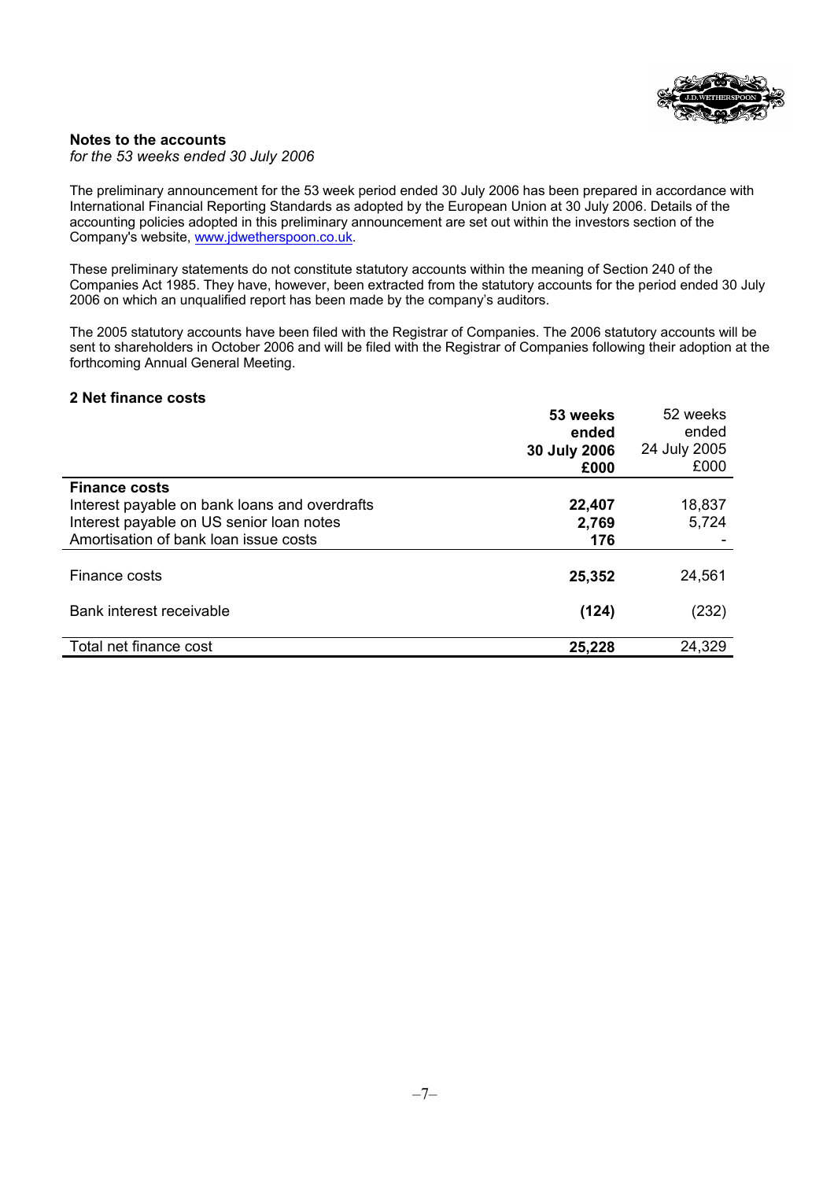## Notes to the accounts

*for the 53 weeks ended 30 July 2006*

The preliminary announcement for the 53 week period ended 30 July 2006 has been prepared in accordance with International Financial Reporting Standards as adopted by the European Union at 30 July 2006. Details of the accounting policies adopted in this preliminary announcement are set out within the investors section of the Company's website, www.jdwetherspoon.co.uk.

These preliminary statements do not constitute statutory accounts within the meaning of Section 240 of the Companies Act 1985. They have, however, been extracted from the statutory accounts for the period ended 30 July 2006 on which an unqualified report has been made by the company's auditors.

The 2005 statutory accounts have been filed with the Registrar of Companies. The 2006 statutory accounts will be sent to shareholders in October 2006 and will be filed with the Registrar of Companies following their adoption at the forthcoming Annual General Meeting.

### 2 Net finance costs

| | **53 weeks ended 30 July 2006 £000** | 52 weeks ended 24 July 2005 £000 |
|---|---|---|
| **Finance costs** | | |
| Interest payable on bank loans and overdrafts | **22,407** | 18,837 |
| Interest payable on US senior loan notes | **2,769** | 5,724 |
| Amortisation of bank loan issue costs | **176** | - |
| Finance costs | **25,352** | 24,561 |
| Bank interest receivable | **(124)** | (232) |
| Total net finance cost | **25,228** | 24,329 |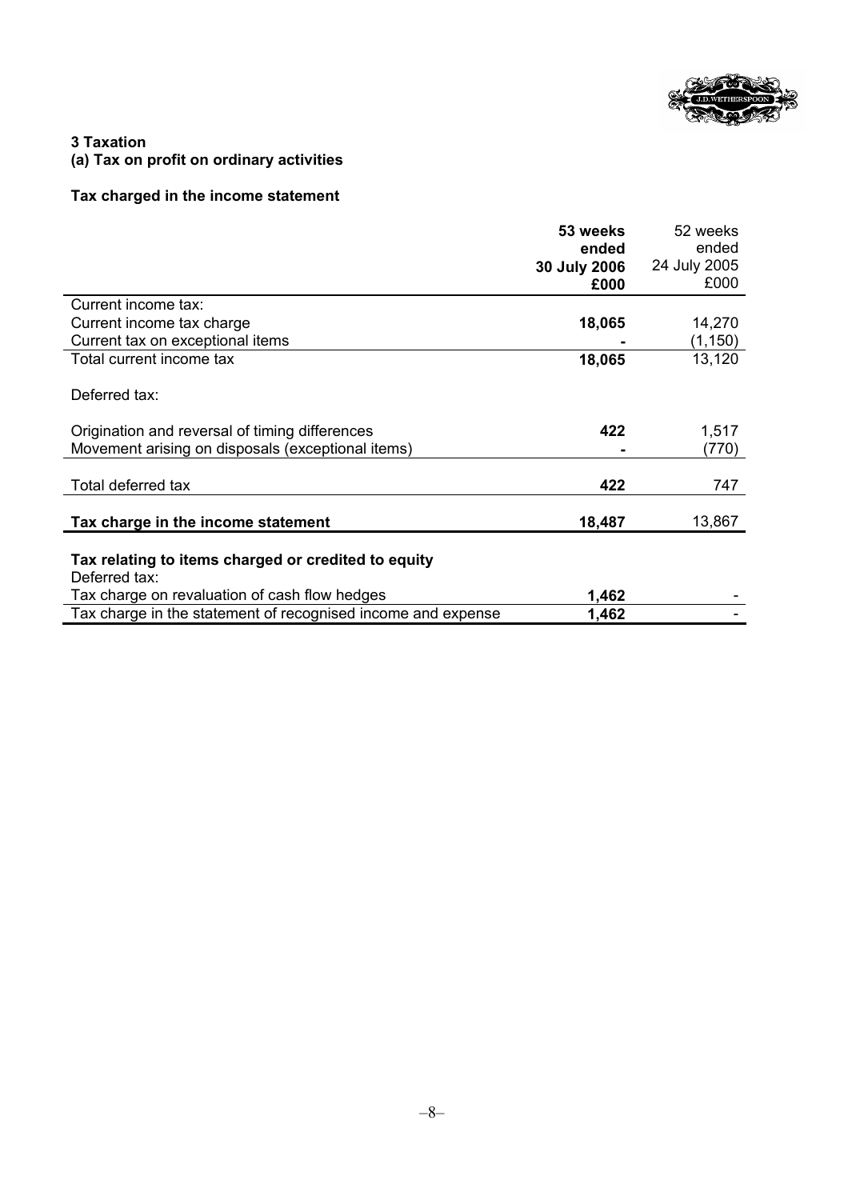## 3 Taxation

### (a) Tax on profit on ordinary activities

**Tax charged in the income statement**

| | **53 weeks ended 30 July 2006 £000** | 52 weeks ended 24 July 2005 £000 |
|---|---|---|
| Current income tax: | | |
| Current income tax charge | **18,065** | 14,270 |
| Current tax on exceptional items | **-** | (1,150) |
| Total current income tax | **18,065** | 13,120 |
| Deferred tax: | | |
| Origination and reversal of timing differences | **422** | 1,517 |
| Movement arising on disposals (exceptional items) | **-** | (770) |
| Total deferred tax | **422** | 747 |
| **Tax charge in the income statement** | **18,487** | 13,867 |
| **Tax relating to items charged or credited to equity** | | |
| Deferred tax: | | |
| Tax charge on revaluation of cash flow hedges | **1,462** | - |
| Tax charge in the statement of recognised income and expense | **1,462** | - |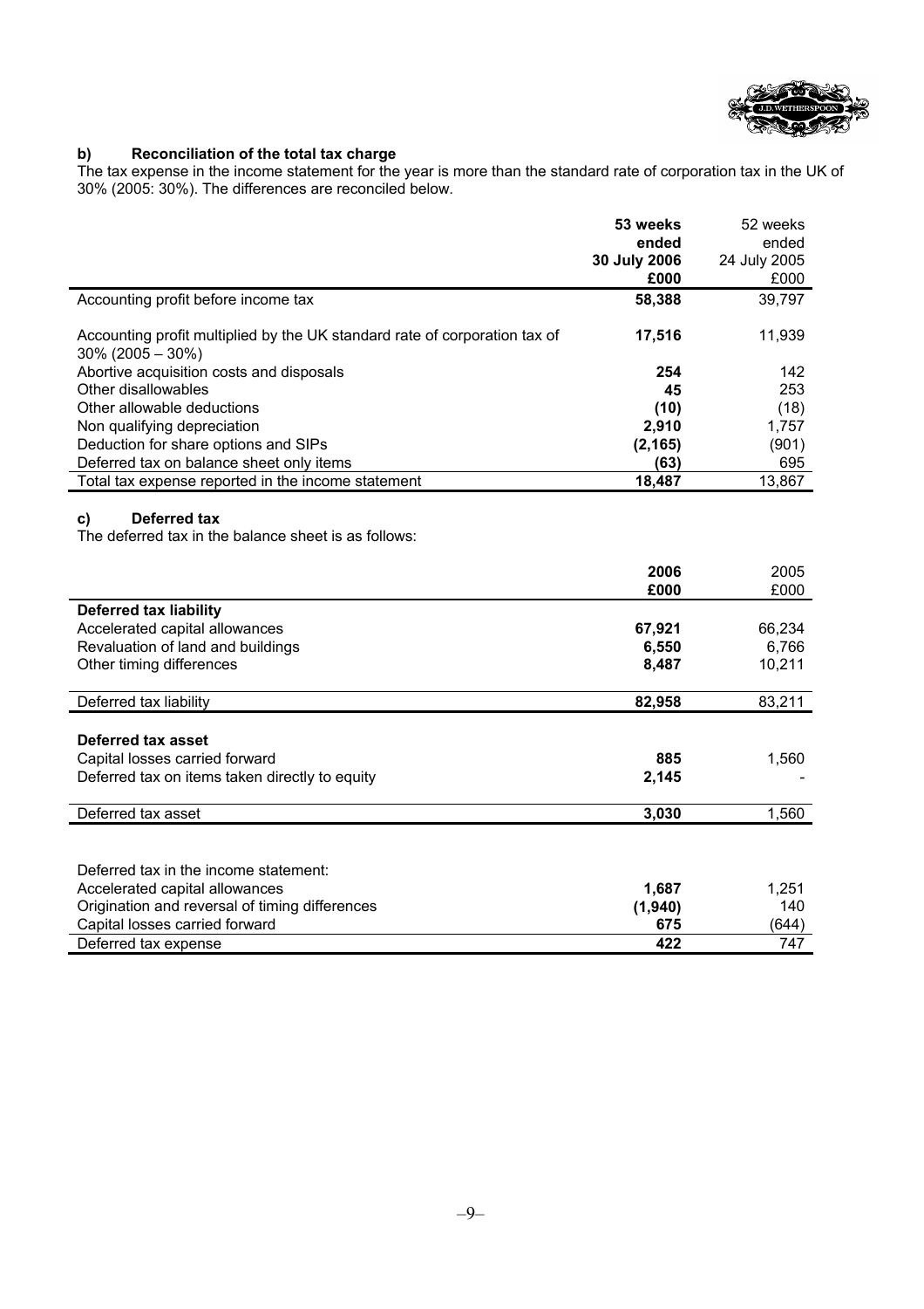### b) Reconciliation of the total tax charge

The tax expense in the income statement for the year is more than the standard rate of corporation tax in the UK of 30% (2005: 30%). The differences are reconciled below.

| | **53 weeks ended 30 July 2006 £000** | 52 weeks ended 24 July 2005 £000 |
|---|---|---|
| Accounting profit before income tax | **58,388** | 39,797 |
| Accounting profit multiplied by the UK standard rate of corporation tax of 30% (2005 – 30%) | **17,516** | 11,939 |
| Abortive acquisition costs and disposals | **254** | 142 |
| Other disallowables | **45** | 253 |
| Other allowable deductions | **(10)** | (18) |
| Non qualifying depreciation | **2,910** | 1,757 |
| Deduction for share options and SIPs | **(2,165)** | (901) |
| Deferred tax on balance sheet only items | **(63)** | 695 |
| Total tax expense reported in the income statement | **18,487** | 13,867 |

### c) Deferred tax

The deferred tax in the balance sheet is as follows:

| | **2006 £000** | 2005 £000 |
|---|---|---|
| **Deferred tax liability** | | |
| Accelerated capital allowances | **67,921** | 66,234 |
| Revaluation of land and buildings | **6,550** | 6,766 |
| Other timing differences | **8,487** | 10,211 |
| Deferred tax liability | **82,958** | 83,211 |
| **Deferred tax asset** | | |
| Capital losses carried forward | **885** | 1,560 |
| Deferred tax on items taken directly to equity | **2,145** | - |
| Deferred tax asset | **3,030** | 1,560 |

| Deferred tax in the income statement: | | |
|---|---|---|
| Accelerated capital allowances | **1,687** | 1,251 |
| Origination and reversal of timing differences | **(1,940)** | 140 |
| Capital losses carried forward | **675** | (644) |
| Deferred tax expense | **422** | 747 |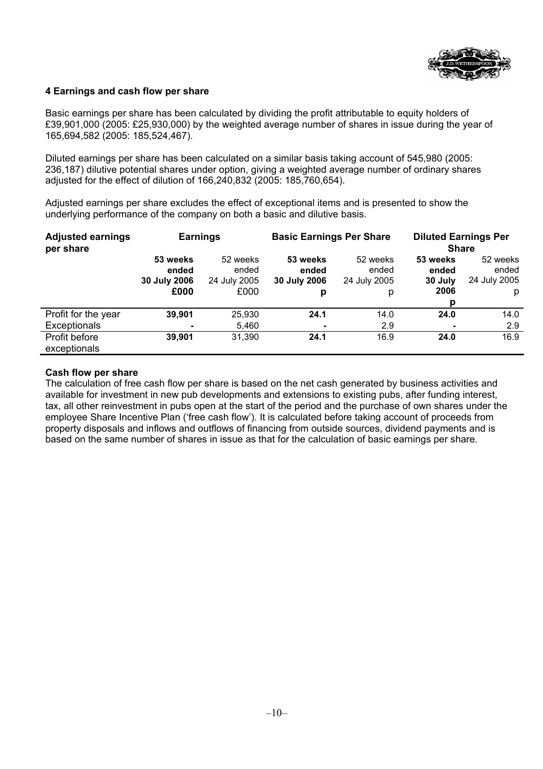### 4 Earnings and cash flow per share

Basic earnings per share has been calculated by dividing the profit attributable to equity holders of £39,901,000 (2005: £25,930,000) by the weighted average number of shares in issue during the year of 165,694,582 (2005: 185,524,467).

Diluted earnings per share has been calculated on a similar basis taking account of 545,980 (2005: 236,187) dilutive potential shares under option, giving a weighted average number of ordinary shares adjusted for the effect of dilution of 166,240,832 (2005: 185,760,654).

Adjusted earnings per share excludes the effect of exceptional items and is presented to show the underlying performance of the company on both a basic and dilutive basis.

| Adjusted earnings per share | Earnings | | Basic Earnings Per Share | | Diluted Earnings Per Share | |
|---|---|---|---|---|---|---|
| | **53 weeks ended 30 July 2006 £000** | 52 weeks ended 24 July 2005 £000 | **53 weeks ended 30 July 2006 p** | 52 weeks ended 24 July 2005 p | **53 weeks ended 30 July 2006 p** | 52 weeks ended 24 July 2005 p |
| Profit for the year | **39,901** | 25,930 | **24.1** | 14.0 | **24.0** | 14.0 |
| Exceptionals | **-** | 5,460 | **-** | 2.9 | **-** | 2.9 |
| Profit before exceptionals | **39,901** | 31,390 | **24.1** | 16.9 | **24.0** | 16.9 |

**Cash flow per share**

The calculation of free cash flow per share is based on the net cash generated by business activities and available for investment in new pub developments and extensions to existing pubs, after funding interest, tax, all other reinvestment in pubs open at the start of the period and the purchase of own shares under the employee Share Incentive Plan ('free cash flow'). It is calculated before taking account of proceeds from property disposals and inflows and outflows of financing from outside sources, dividend payments and is based on the same number of shares in issue as that for the calculation of basic earnings per share.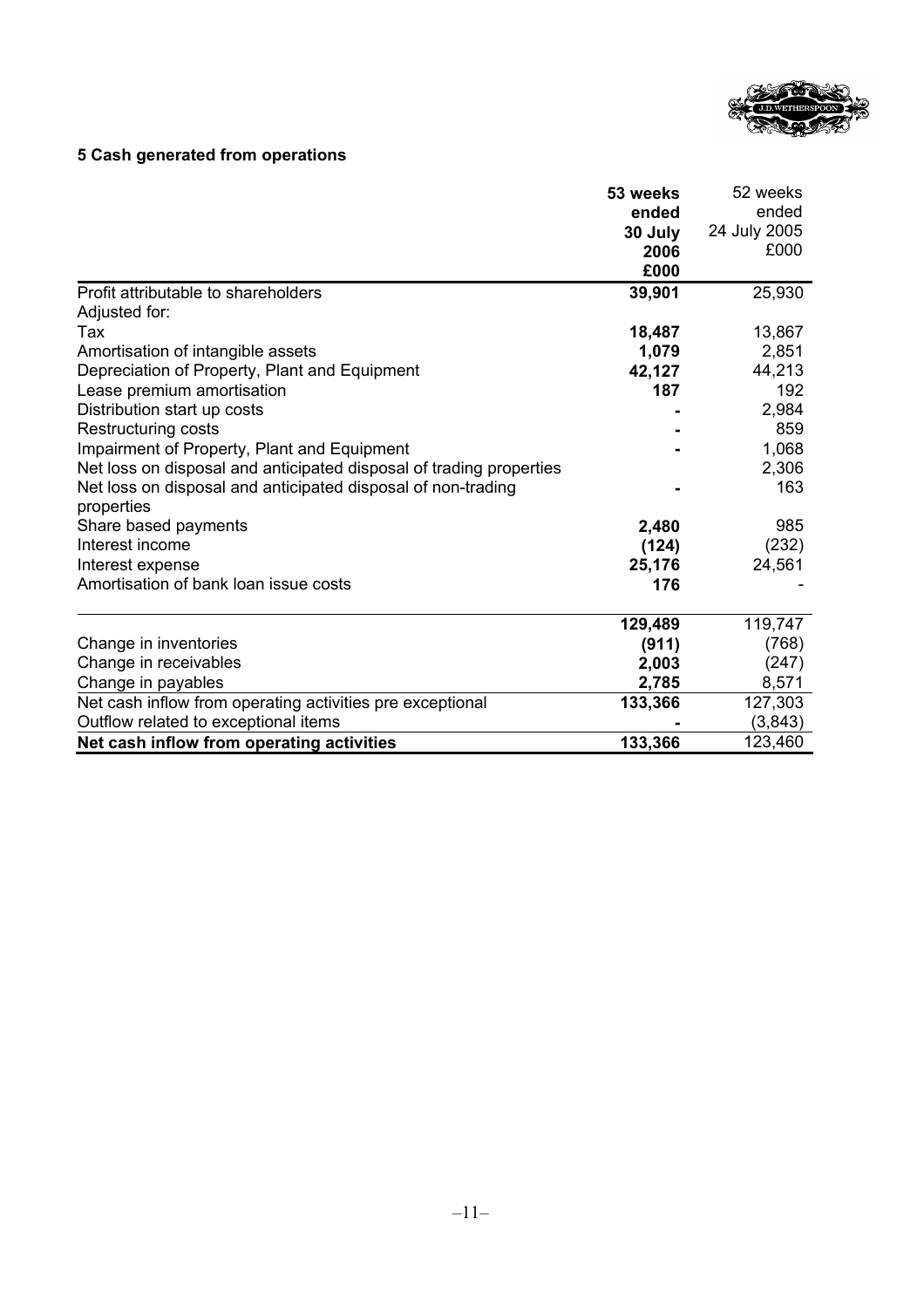## 5 Cash generated from operations

| | **53 weeks ended 30 July 2006 £000** | 52 weeks ended 24 July 2005 £000 |
|---|---|---|
| Profit attributable to shareholders | **39,901** | 25,930 |
| Adjusted for: | | |
| Tax | **18,487** | 13,867 |
| Amortisation of intangible assets | **1,079** | 2,851 |
| Depreciation of Property, Plant and Equipment | **42,127** | 44,213 |
| Lease premium amortisation | **187** | 192 |
| Distribution start up costs | **-** | 2,984 |
| Restructuring costs | **-** | 859 |
| Impairment of Property, Plant and Equipment | **-** | 1,068 |
| Net loss on disposal and anticipated disposal of trading properties | | 2,306 |
| Net loss on disposal and anticipated disposal of non-trading properties | **-** | 163 |
| Share based payments | **2,480** | 985 |
| Interest income | **(124)** | (232) |
| Interest expense | **25,176** | 24,561 |
| Amortisation of bank loan issue costs | **176** | - |
| | **129,489** | 119,747 |
| Change in inventories | **(911)** | (768) |
| Change in receivables | **2,003** | (247) |
| Change in payables | **2,785** | 8,571 |
| Net cash inflow from operating activities pre exceptional | **133,366** | 127,303 |
| Outflow related to exceptional items | **-** | (3,843) |
| **Net cash inflow from operating activities** | **133,366** | 123,460 |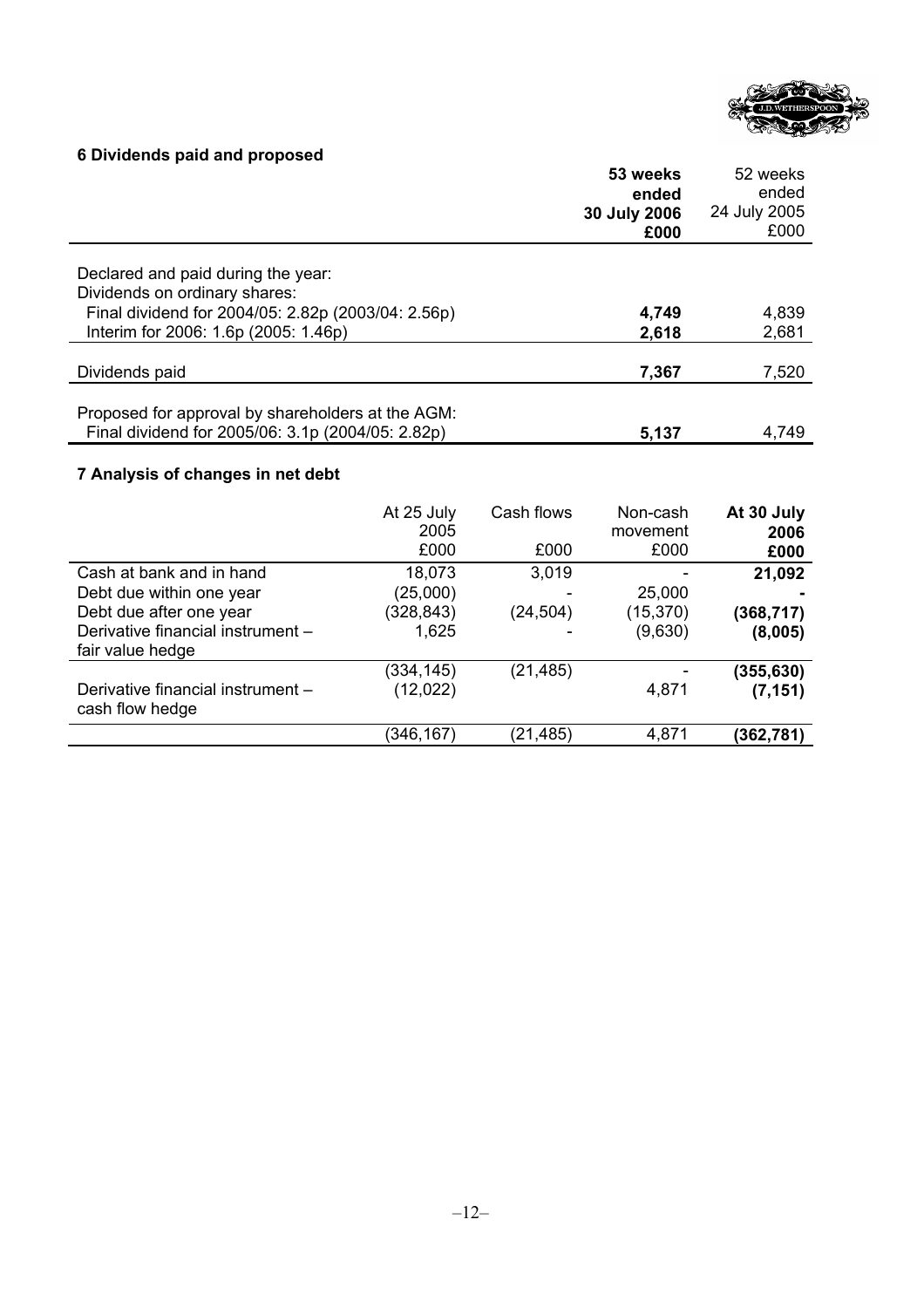## 6 Dividends paid and proposed

| | **53 weeks ended 30 July 2006 £000** | 52 weeks ended 24 July 2005 £000 |
|---|---|---|
| Declared and paid during the year: | | |
| Dividends on ordinary shares: | | |
| Final dividend for 2004/05: 2.82p (2003/04: 2.56p) | **4,749** | 4,839 |
| Interim for 2006: 1.6p (2005: 1.46p) | **2,618** | 2,681 |
| Dividends paid | **7,367** | 7,520 |
| Proposed for approval by shareholders at the AGM: | | |
| Final dividend for 2005/06: 3.1p (2004/05: 2.82p) | **5,137** | 4,749 |

## 7 Analysis of changes in net debt

| | At 25 July 2005 £000 | Cash flows £000 | Non-cash movement £000 | **At 30 July 2006 £000** |
|---|---|---|---|---|
| Cash at bank and in hand | 18,073 | 3,019 | - | **21,092** |
| Debt due within one year | (25,000) | - | 25,000 | **-** |
| Debt due after one year | (328,843) | (24,504) | (15,370) | **(368,717)** |
| Derivative financial instrument – fair value hedge | 1,625 | - | (9,630) | **(8,005)** |
| | (334,145) | (21,485) | - | **(355,630)** |
| Derivative financial instrument – cash flow hedge | (12,022) | | 4,871 | **(7,151)** |
| | (346,167) | (21,485) | 4,871 | **(362,781)** |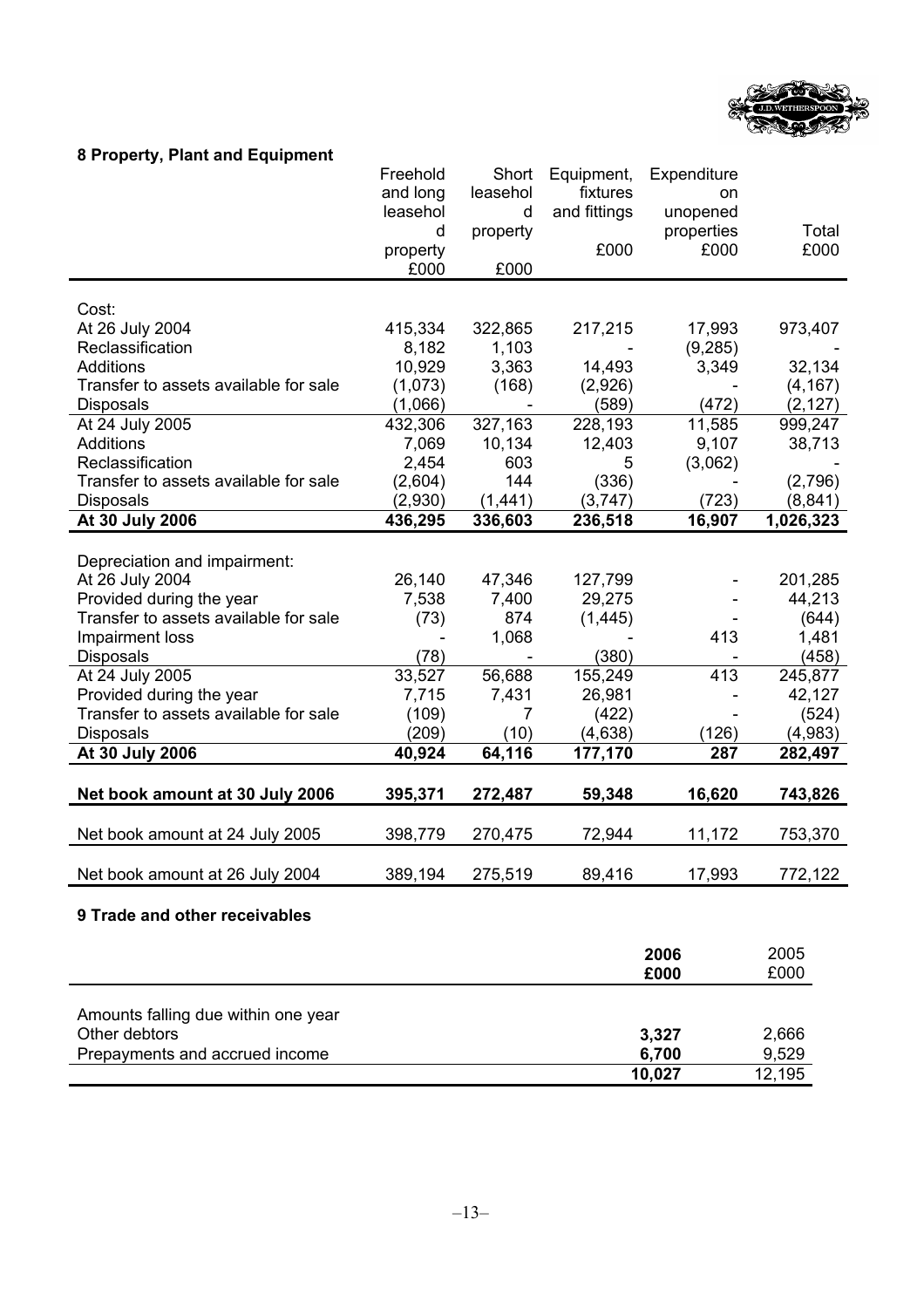## 8 Property, Plant and Equipment

| | Freehold and long leasehold property £000 | Short leasehold property £000 | Equipment, fixtures and fittings £000 | Expenditure on unopened properties £000 | Total £000 |
|---|---|---|---|---|---|
| Cost: | | | | | |
| At 26 July 2004 | 415,334 | 322,865 | 217,215 | 17,993 | 973,407 |
| Reclassification | 8,182 | 1,103 | - | (9,285) | - |
| Additions | 10,929 | 3,363 | 14,493 | 3,349 | 32,134 |
| Transfer to assets available for sale | (1,073) | (168) | (2,926) | - | (4,167) |
| Disposals | (1,066) | - | (589) | (472) | (2,127) |
| At 24 July 2005 | 432,306 | 327,163 | 228,193 | 11,585 | 999,247 |
| Additions | 7,069 | 10,134 | 12,403 | 9,107 | 38,713 |
| Reclassification | 2,454 | 603 | 5 | (3,062) | - |
| Transfer to assets available for sale | (2,604) | 144 | (336) | - | (2,796) |
| Disposals | (2,930) | (1,441) | (3,747) | (723) | (8,841) |
| **At 30 July 2006** | **436,295** | **336,603** | **236,518** | **16,907** | **1,026,323** |
| | | | | | |
| Depreciation and impairment: | | | | | |
| At 26 July 2004 | 26,140 | 47,346 | 127,799 | - | 201,285 |
| Provided during the year | 7,538 | 7,400 | 29,275 | - | 44,213 |
| Transfer to assets available for sale | (73) | 874 | (1,445) | - | (644) |
| Impairment loss | - | 1,068 | - | 413 | 1,481 |
| Disposals | (78) | - | (380) | - | (458) |
| At 24 July 2005 | 33,527 | 56,688 | 155,249 | 413 | 245,877 |
| Provided during the year | 7,715 | 7,431 | 26,981 | - | 42,127 |
| Transfer to assets available for sale | (109) | 7 | (422) | - | (524) |
| Disposals | (209) | (10) | (4,638) | (126) | (4,983) |
| **At 30 July 2006** | **40,924** | **64,116** | **177,170** | **287** | **282,497** |
| | | | | | |
| **Net book amount at 30 July 2006** | **395,371** | **272,487** | **59,348** | **16,620** | **743,826** |
| Net book amount at 24 July 2005 | 398,779 | 270,475 | 72,944 | 11,172 | 753,370 |
| Net book amount at 26 July 2004 | 389,194 | 275,519 | 89,416 | 17,993 | 772,122 |

## 9 Trade and other receivables

| | **2006 £000** | 2005 £000 |
|---|---|---|
| Amounts falling due within one year | | |
| Other debtors | **3,327** | 2,666 |
| Prepayments and accrued income | **6,700** | 9,529 |
| | **10,027** | 12,195 |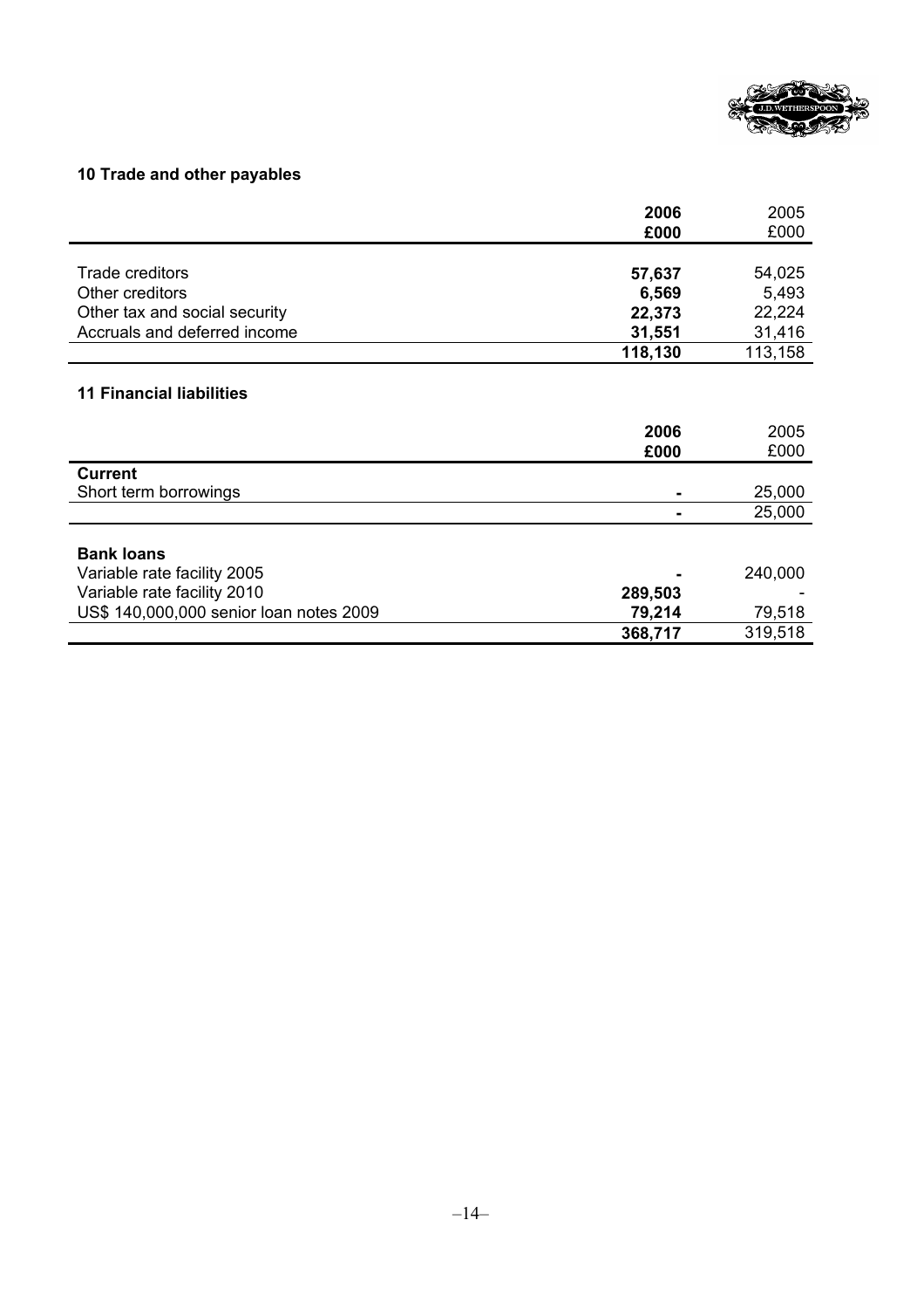## 10 Trade and other payables

| | 2006 £000 | 2005 £000 |
|---|---|---|
| Trade creditors | **57,637** | 54,025 |
| Other creditors | **6,569** | 5,493 |
| Other tax and social security | **22,373** | 22,224 |
| Accruals and deferred income | **31,551** | 31,416 |
| | **118,130** | 113,158 |

## 11 Financial liabilities

| | 2006 £000 | 2005 £000 |
|---|---|---|
| **Current** | | |
| Short term borrowings | **-** | 25,000 |
| | **-** | 25,000 |
| **Bank loans** | | |
| Variable rate facility 2005 | **-** | 240,000 |
| Variable rate facility 2010 | **289,503** | - |
| US$ 140,000,000 senior loan notes 2009 | **79,214** | 79,518 |
| | **368,717** | 319,518 |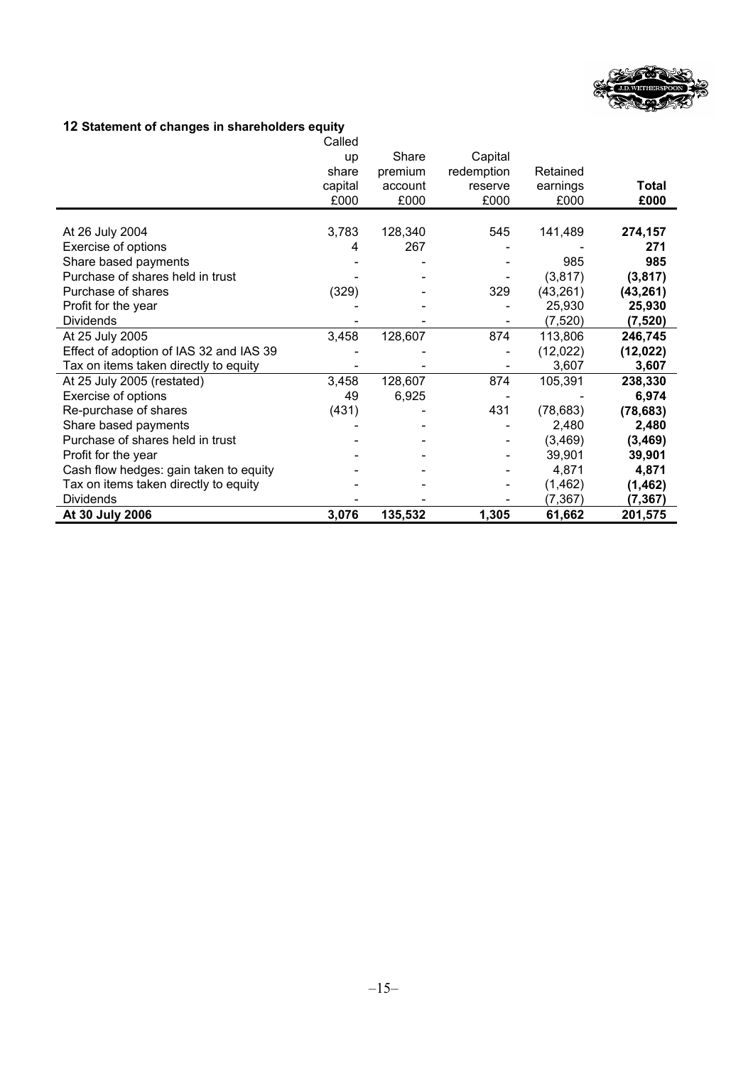## 12 Statement of changes in shareholders equity

| | Called up share capital £000 | Share premium account £000 | Capital redemption reserve £000 | Retained earnings £000 | **Total £000** |
|---|---|---|---|---|---|
| At 26 July 2004 | 3,783 | 128,340 | 545 | 141,489 | **274,157** |
| Exercise of options | 4 | 267 | - | - | **271** |
| Share based payments | - | - | - | 985 | **985** |
| Purchase of shares held in trust | - | - | - | (3,817) | **(3,817)** |
| Purchase of shares | (329) | - | 329 | (43,261) | **(43,261)** |
| Profit for the year | - | - | - | 25,930 | **25,930** |
| Dividends | - | - | - | (7,520) | **(7,520)** |
| At 25 July 2005 | 3,458 | 128,607 | 874 | 113,806 | **246,745** |
| Effect of adoption of IAS 32 and IAS 39 | - | - | - | (12,022) | **(12,022)** |
| Tax on items taken directly to equity | - | - | - | 3,607 | **3,607** |
| At 25 July 2005 (restated) | 3,458 | 128,607 | 874 | 105,391 | **238,330** |
| Exercise of options | 49 | 6,925 | - | - | **6,974** |
| Re-purchase of shares | (431) | - | 431 | (78,683) | **(78,683)** |
| Share based payments | - | - | - | 2,480 | **2,480** |
| Purchase of shares held in trust | - | - | - | (3,469) | **(3,469)** |
| Profit for the year | - | - | - | 39,901 | **39,901** |
| Cash flow hedges: gain taken to equity | - | - | - | 4,871 | **4,871** |
| Tax on items taken directly to equity | - | - | - | (1,462) | **(1,462)** |
| Dividends | - | - | - | (7,367) | **(7,367)** |
| **At 30 July 2006** | **3,076** | **135,532** | **1,305** | **61,662** | **201,575** |